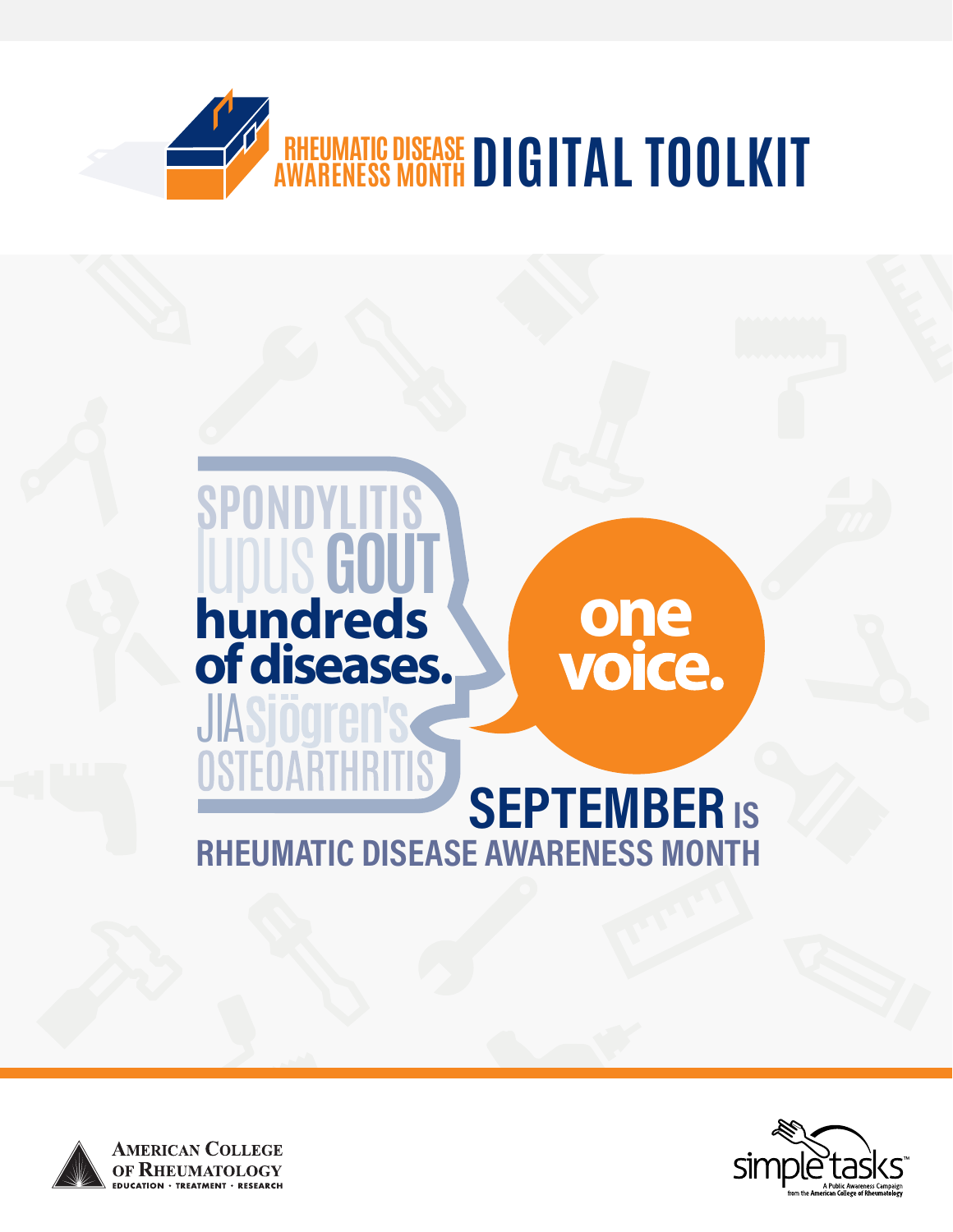# RHEUMATIC DISEASE AWARENESS MONTH DIGITAL TOOLKIT

SPONDYLITIS
lupus GOUT
**hundreds of diseases.**
JIA Sjögren's
OSTEOARTHRITIS

**one voice.**

## SEPTEMBER IS RHEUMATIC DISEASE AWARENESS MONTH

AMERICAN COLLEGE OF RHEUMATOLOGY
EDUCATION · TREATMENT · RESEARCH

simple tasks™
A Public Awareness Campaign from the American College of Rheumatology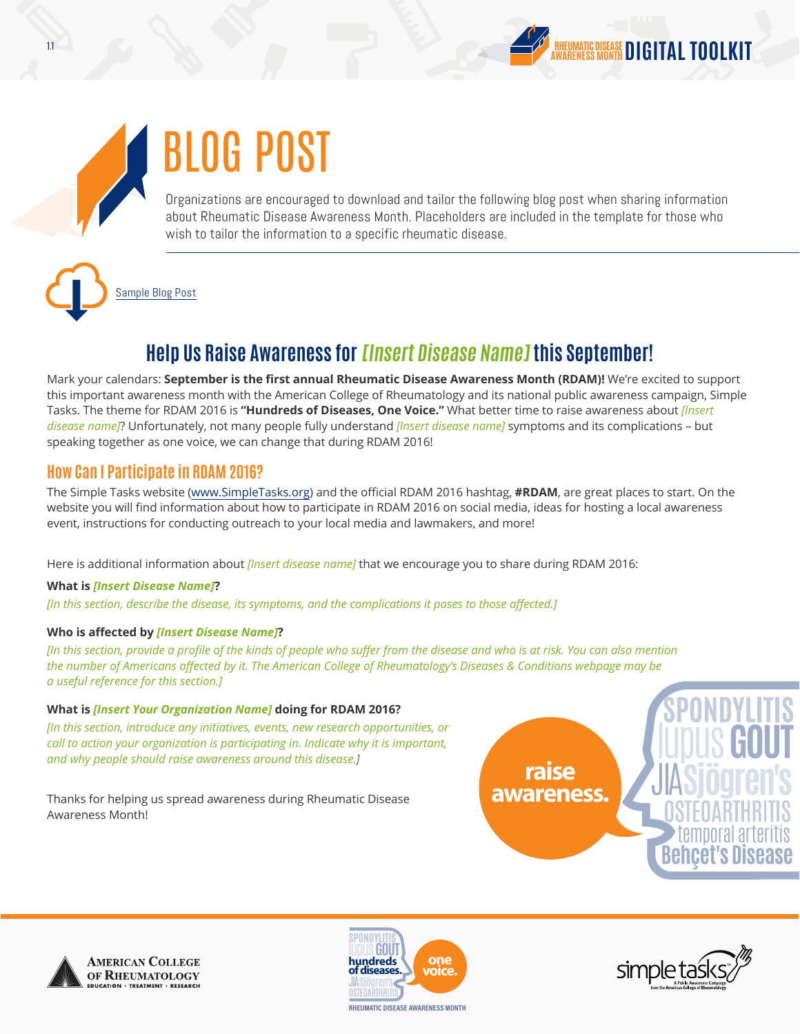# BLOG POST

Organizations are encouraged to download and tailor the following blog post when sharing information about Rheumatic Disease Awareness Month. Placeholders are included in the template for those who wish to tailor the information to a specific rheumatic disease.

Sample Blog Post

## Help Us Raise Awareness for *[Insert Disease Name]* this September!

Mark your calendars: **September is the first annual Rheumatic Disease Awareness Month (RDAM)!** We're excited to support this important awareness month with the American College of Rheumatology and its national public awareness campaign, Simple Tasks. The theme for RDAM 2016 is **"Hundreds of Diseases, One Voice."** What better time to raise awareness about *[Insert disease name]*? Unfortunately, not many people fully understand *[Insert disease name]* symptoms and its complications – but speaking together as one voice, we can change that during RDAM 2016!

### How Can I Participate in RDAM 2016?

The Simple Tasks website (www.SimpleTasks.org) and the official RDAM 2016 hashtag, **#RDAM**, are great places to start. On the website you will find information about how to participate in RDAM 2016 on social media, ideas for hosting a local awareness event, instructions for conducting outreach to your local media and lawmakers, and more!

Here is additional information about *[Insert disease name]* that we encourage you to share during RDAM 2016:

**What is *[Insert Disease Name]*?**

*[In this section, describe the disease, its symptoms, and the complications it poses to those affected.]*

**Who is affected by *[Insert Disease Name]*?**

*[In this section, provide a profile of the kinds of people who suffer from the disease and who is at risk. You can also mention the number of Americans affected by it. The American College of Rheumatology's Diseases & Conditions webpage may be a useful reference for this section.]*

**What is *[Insert Your Organization Name]* doing for RDAM 2016?**

*[In this section, introduce any initiatives, events, new research opportunities, or call to action your organization is participating in. Indicate why it is important, and why people should raise awareness around this disease.]*

Thanks for helping us spread awareness during Rheumatic Disease Awareness Month!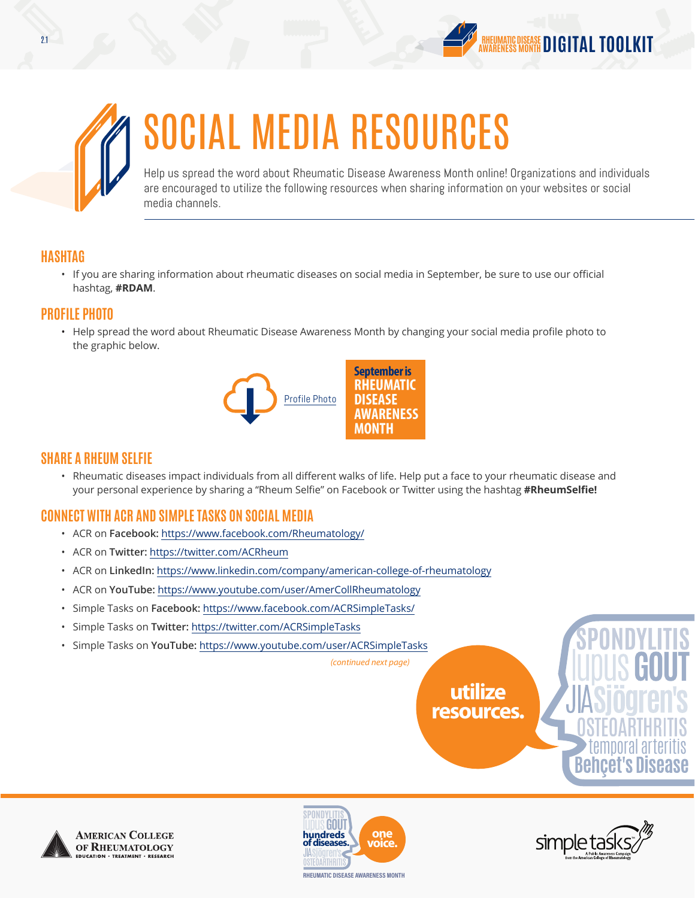# SOCIAL MEDIA RESOURCES

Help us spread the word about Rheumatic Disease Awareness Month online! Organizations and individuals are encouraged to utilize the following resources when sharing information on your websites or social media channels.

## HASHTAG

- If you are sharing information about rheumatic diseases on social media in September, be sure to use our official hashtag, **#RDAM**.

## PROFILE PHOTO

- Help spread the word about Rheumatic Disease Awareness Month by changing your social media profile photo to the graphic below.

Profile Photo

September is RHEUMATIC DISEASE AWARENESS MONTH

## SHARE A RHEUM SELFIE

- Rheumatic diseases impact individuals from all different walks of life. Help put a face to your rheumatic disease and your personal experience by sharing a "Rheum Selfie" on Facebook or Twitter using the hashtag **#RheumSelfie!**

## CONNECT WITH ACR AND SIMPLE TASKS ON SOCIAL MEDIA

- ACR on **Facebook:** https://www.facebook.com/Rheumatology/
- ACR on **Twitter:** https://twitter.com/ACRheum
- ACR on **LinkedIn:** https://www.linkedin.com/company/american-college-of-rheumatology
- ACR on **YouTube:** https://www.youtube.com/user/AmerCollRheumatology
- Simple Tasks on **Facebook:** https://www.facebook.com/ACRSimpleTasks/
- Simple Tasks on **Twitter:** https://twitter.com/ACRSimpleTasks
- Simple Tasks on **YouTube:** https://www.youtube.com/user/ACRSimpleTasks

*(continued next page)*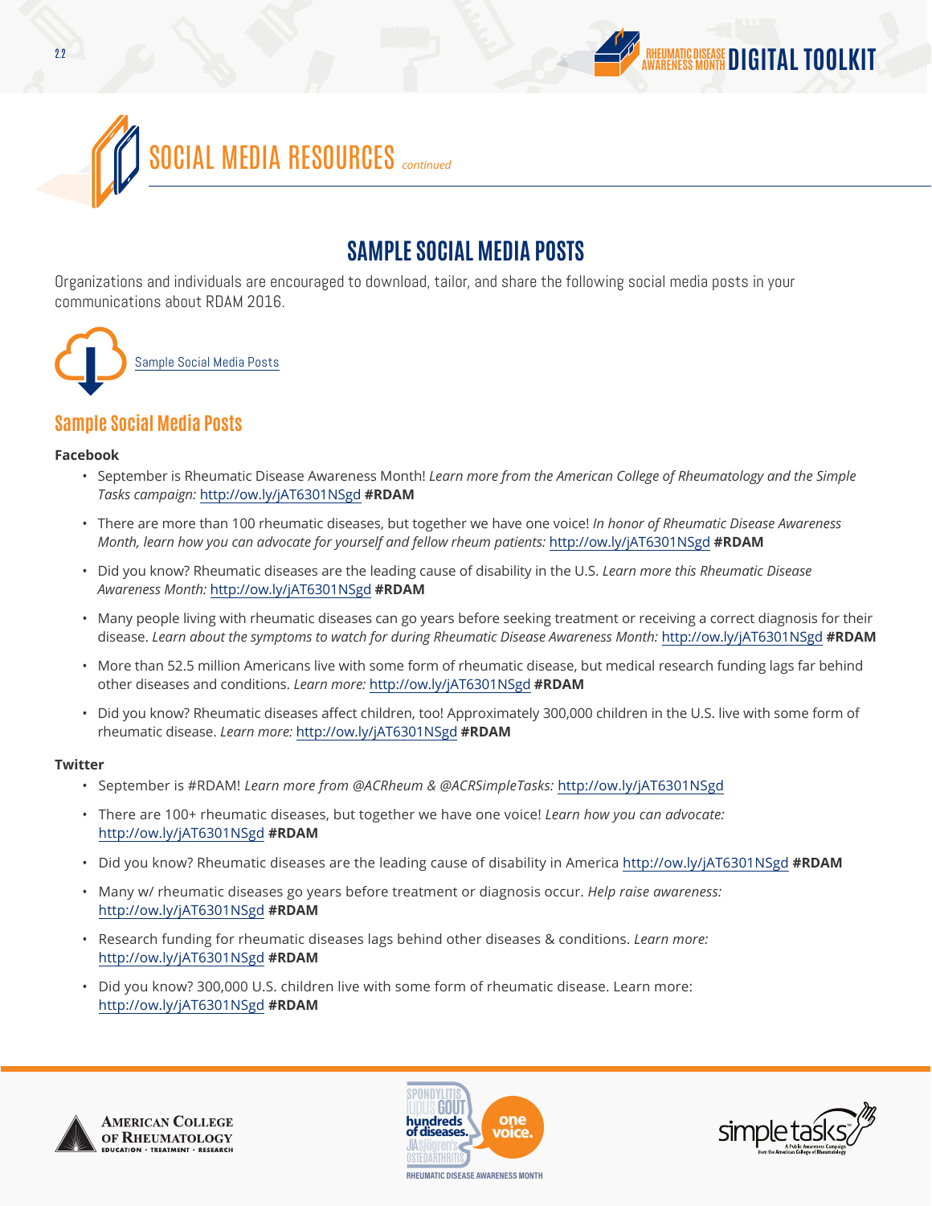# SOCIAL MEDIA RESOURCES *continued*

## SAMPLE SOCIAL MEDIA POSTS

Organizations and individuals are encouraged to download, tailor, and share the following social media posts in your communications about RDAM 2016.

Sample Social Media Posts

### Sample Social Media Posts

**Facebook**

- September is Rheumatic Disease Awareness Month! *Learn more from the American College of Rheumatology and the Simple Tasks campaign:* http://ow.ly/jAT6301NSgd **#RDAM**
- There are more than 100 rheumatic diseases, but together we have one voice! *In honor of Rheumatic Disease Awareness Month, learn how you can advocate for yourself and fellow rheum patients:* http://ow.ly/jAT6301NSgd **#RDAM**
- Did you know? Rheumatic diseases are the leading cause of disability in the U.S. *Learn more this Rheumatic Disease Awareness Month:* http://ow.ly/jAT6301NSgd **#RDAM**
- Many people living with rheumatic diseases can go years before seeking treatment or receiving a correct diagnosis for their disease. *Learn about the symptoms to watch for during Rheumatic Disease Awareness Month:* http://ow.ly/jAT6301NSgd **#RDAM**
- More than 52.5 million Americans live with some form of rheumatic disease, but medical research funding lags far behind other diseases and conditions. *Learn more:* http://ow.ly/jAT6301NSgd **#RDAM**
- Did you know? Rheumatic diseases affect children, too! Approximately 300,000 children in the U.S. live with some form of rheumatic disease. *Learn more:* http://ow.ly/jAT6301NSgd **#RDAM**

**Twitter**

- September is #RDAM! *Learn more from @ACRheum & @ACRSimpleTasks:* http://ow.ly/jAT6301NSgd
- There are 100+ rheumatic diseases, but together we have one voice! *Learn how you can advocate:* http://ow.ly/jAT6301NSgd **#RDAM**
- Did you know? Rheumatic diseases are the leading cause of disability in America http://ow.ly/jAT6301NSgd **#RDAM**
- Many w/ rheumatic diseases go years before treatment or diagnosis occur. *Help raise awareness:* http://ow.ly/jAT6301NSgd **#RDAM**
- Research funding for rheumatic diseases lags behind other diseases & conditions. *Learn more:* http://ow.ly/jAT6301NSgd **#RDAM**
- Did you know? 300,000 U.S. children live with some form of rheumatic disease. Learn more: http://ow.ly/jAT6301NSgd **#RDAM**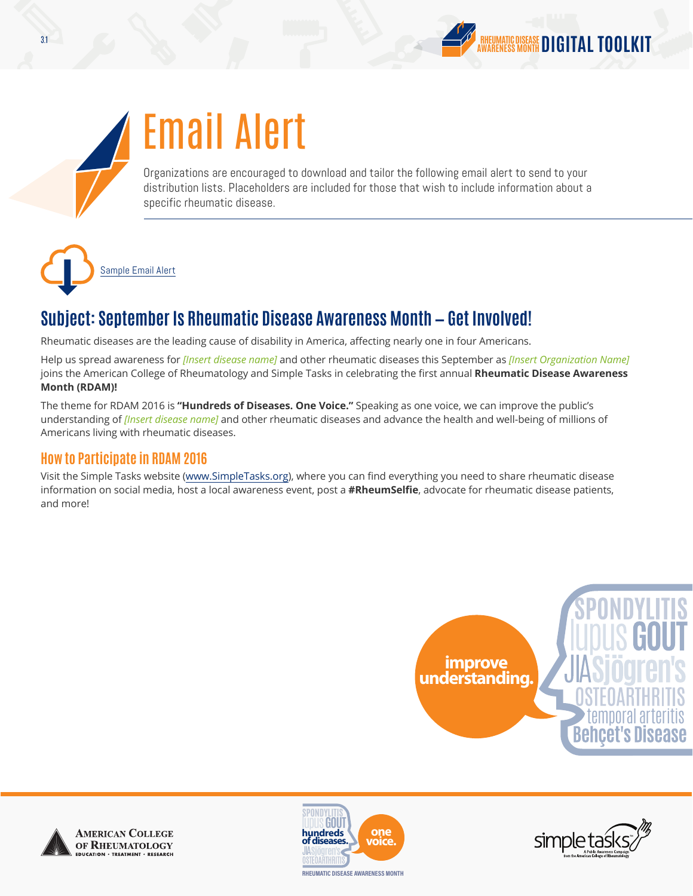# Email Alert

Organizations are encouraged to download and tailor the following email alert to send to your distribution lists. Placeholders are included for those that wish to include information about a specific rheumatic disease.

Sample Email Alert

## Subject: September Is Rheumatic Disease Awareness Month – Get Involved!

Rheumatic diseases are the leading cause of disability in America, affecting nearly one in four Americans.

Help us spread awareness for *[Insert disease name]* and other rheumatic diseases this September as *[Insert Organization Name]* joins the American College of Rheumatology and Simple Tasks in celebrating the first annual **Rheumatic Disease Awareness Month (RDAM)!**

The theme for RDAM 2016 is **"Hundreds of Diseases. One Voice."** Speaking as one voice, we can improve the public's understanding of *[Insert disease name]* and other rheumatic diseases and advance the health and well-being of millions of Americans living with rheumatic diseases.

### How to Participate in RDAM 2016

Visit the Simple Tasks website (www.SimpleTasks.org), where you can find everything you need to share rheumatic disease information on social media, host a local awareness event, post a **#RheumSelfie**, advocate for rheumatic disease patients, and more!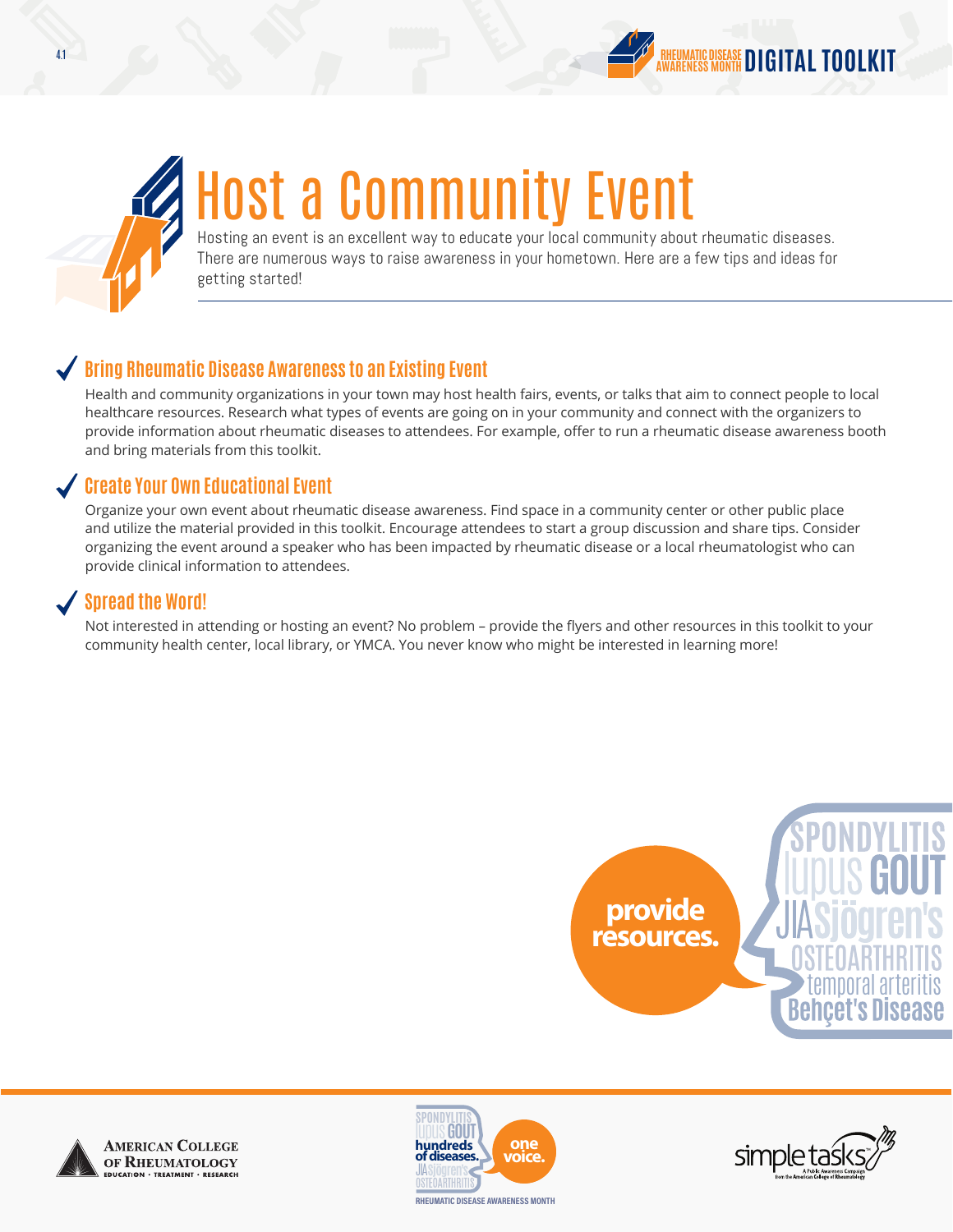# Host a Community Event

Hosting an event is an excellent way to educate your local community about rheumatic diseases. There are numerous ways to raise awareness in your hometown. Here are a few tips and ideas for getting started!

## Bring Rheumatic Disease Awareness to an Existing Event

Health and community organizations in your town may host health fairs, events, or talks that aim to connect people to local healthcare resources. Research what types of events are going on in your community and connect with the organizers to provide information about rheumatic diseases to attendees. For example, offer to run a rheumatic disease awareness booth and bring materials from this toolkit.

## Create Your Own Educational Event

Organize your own event about rheumatic disease awareness. Find space in a community center or other public place and utilize the material provided in this toolkit. Encourage attendees to start a group discussion and share tips. Consider organizing the event around a speaker who has been impacted by rheumatic disease or a local rheumatologist who can provide clinical information to attendees.

## Spread the Word!

Not interested in attending or hosting an event? No problem – provide the flyers and other resources in this toolkit to your community health center, local library, or YMCA. You never know who might be interested in learning more!

**provide resources.**

SPONDYLITIS lupus GOUT JIA Sjögren's OSTEOARTHRITIS temporal arteritis Behçet's Disease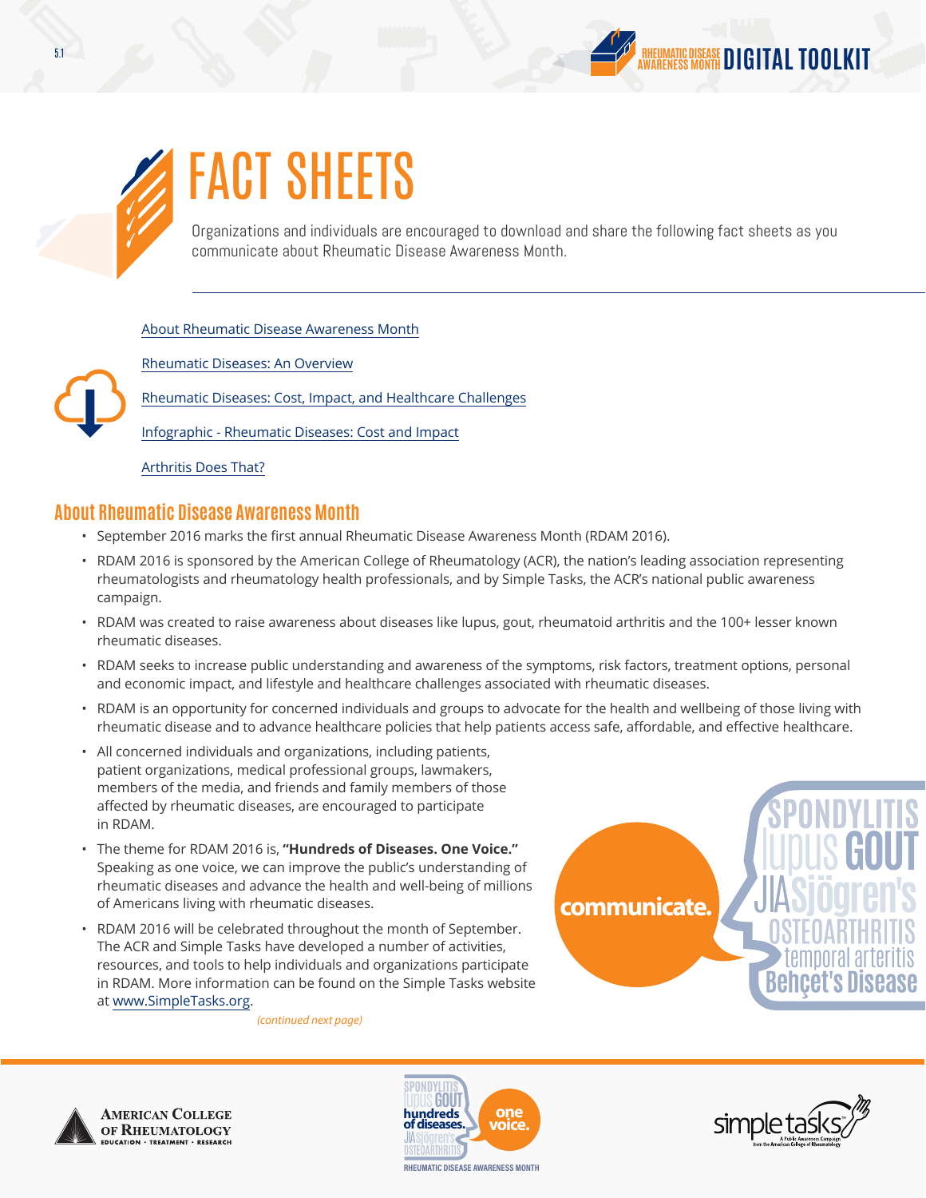# FACT SHEETS

Organizations and individuals are encouraged to download and share the following fact sheets as you communicate about Rheumatic Disease Awareness Month.

- About Rheumatic Disease Awareness Month
- Rheumatic Diseases: An Overview
- Rheumatic Diseases: Cost, Impact, and Healthcare Challenges
- Infographic - Rheumatic Diseases: Cost and Impact
- Arthritis Does That?

## About Rheumatic Disease Awareness Month

- September 2016 marks the first annual Rheumatic Disease Awareness Month (RDAM 2016).
- RDAM 2016 is sponsored by the American College of Rheumatology (ACR), the nation's leading association representing rheumatologists and rheumatology health professionals, and by Simple Tasks, the ACR's national public awareness campaign.
- RDAM was created to raise awareness about diseases like lupus, gout, rheumatoid arthritis and the 100+ lesser known rheumatic diseases.
- RDAM seeks to increase public understanding and awareness of the symptoms, risk factors, treatment options, personal and economic impact, and lifestyle and healthcare challenges associated with rheumatic diseases.
- RDAM is an opportunity for concerned individuals and groups to advocate for the health and wellbeing of those living with rheumatic disease and to advance healthcare policies that help patients access safe, affordable, and effective healthcare.
- All concerned individuals and organizations, including patients, patient organizations, medical professional groups, lawmakers, members of the media, and friends and family members of those affected by rheumatic diseases, are encouraged to participate in RDAM.
- The theme for RDAM 2016 is, **"Hundreds of Diseases. One Voice."** Speaking as one voice, we can improve the public's understanding of rheumatic diseases and advance the health and well-being of millions of Americans living with rheumatic diseases.
- RDAM 2016 will be celebrated throughout the month of September. The ACR and Simple Tasks have developed a number of activities, resources, and tools to help individuals and organizations participate in RDAM. More information can be found on the Simple Tasks website at www.SimpleTasks.org.

*(continued next page)*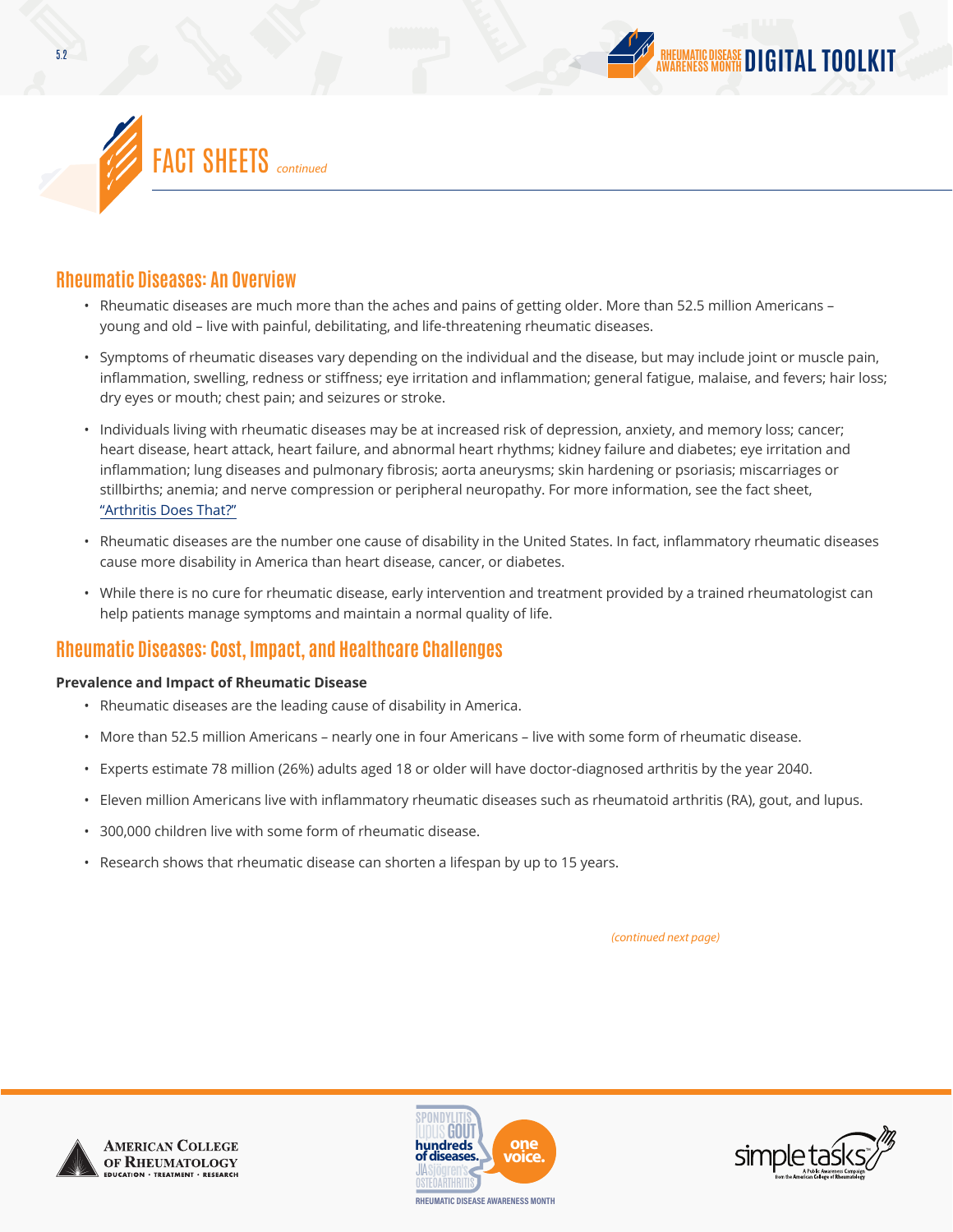# FACT SHEETS *continued*

## Rheumatic Diseases: An Overview

- Rheumatic diseases are much more than the aches and pains of getting older. More than 52.5 million Americans – young and old – live with painful, debilitating, and life-threatening rheumatic diseases.
- Symptoms of rheumatic diseases vary depending on the individual and the disease, but may include joint or muscle pain, inflammation, swelling, redness or stiffness; eye irritation and inflammation; general fatigue, malaise, and fevers; hair loss; dry eyes or mouth; chest pain; and seizures or stroke.
- Individuals living with rheumatic diseases may be at increased risk of depression, anxiety, and memory loss; cancer; heart disease, heart attack, heart failure, and abnormal heart rhythms; kidney failure and diabetes; eye irritation and inflammation; lung diseases and pulmonary fibrosis; aorta aneurysms; skin hardening or psoriasis; miscarriages or stillbirths; anemia; and nerve compression or peripheral neuropathy. For more information, see the fact sheet, "Arthritis Does That?"
- Rheumatic diseases are the number one cause of disability in the United States. In fact, inflammatory rheumatic diseases cause more disability in America than heart disease, cancer, or diabetes.
- While there is no cure for rheumatic disease, early intervention and treatment provided by a trained rheumatologist can help patients manage symptoms and maintain a normal quality of life.

## Rheumatic Diseases: Cost, Impact, and Healthcare Challenges

**Prevalence and Impact of Rheumatic Disease**

- Rheumatic diseases are the leading cause of disability in America.
- More than 52.5 million Americans – nearly one in four Americans – live with some form of rheumatic disease.
- Experts estimate 78 million (26%) adults aged 18 or older will have doctor-diagnosed arthritis by the year 2040.
- Eleven million Americans live with inflammatory rheumatic diseases such as rheumatoid arthritis (RA), gout, and lupus.
- 300,000 children live with some form of rheumatic disease.
- Research shows that rheumatic disease can shorten a lifespan by up to 15 years.

*(continued next page)*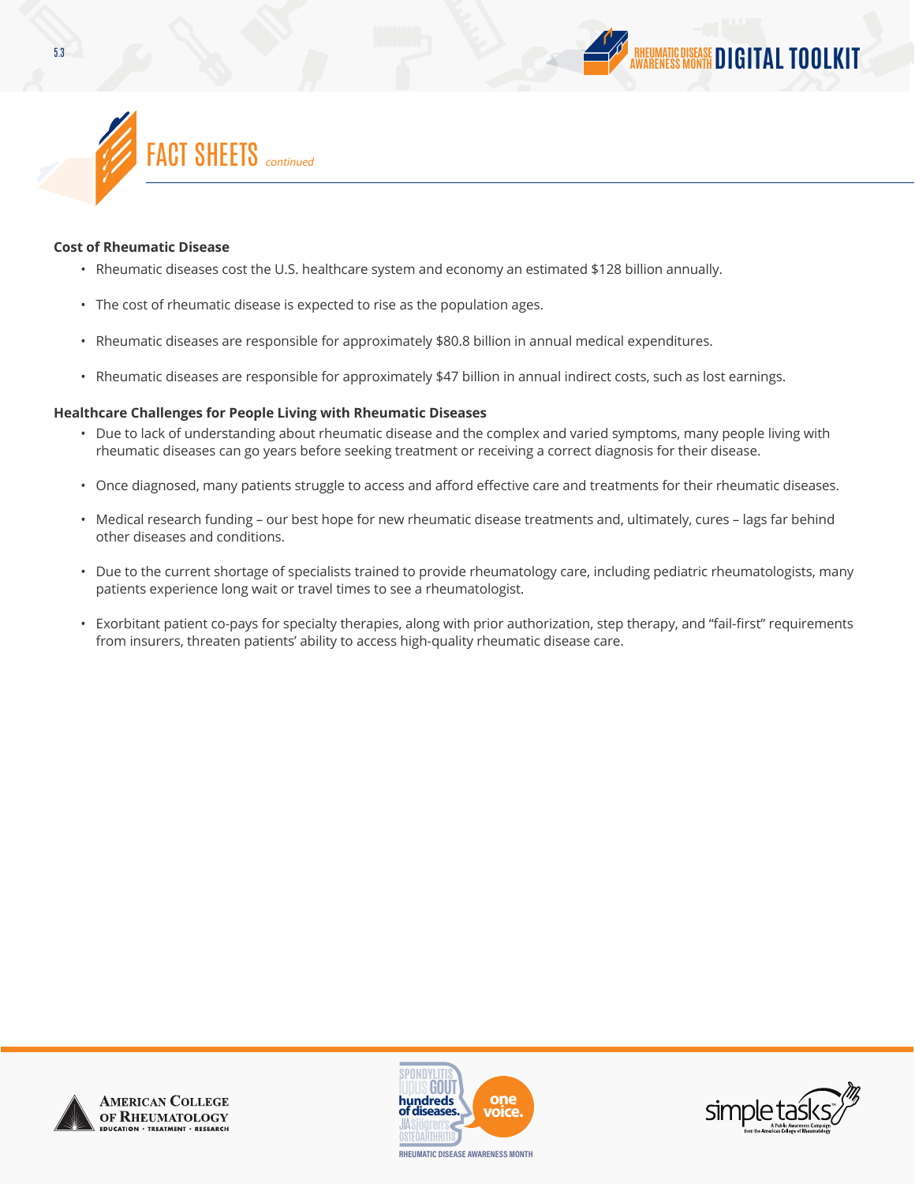# FACT SHEETS *continued*

**Cost of Rheumatic Disease**

- Rheumatic diseases cost the U.S. healthcare system and economy an estimated $128 billion annually.
- The cost of rheumatic disease is expected to rise as the population ages.
- Rheumatic diseases are responsible for approximately $80.8 billion in annual medical expenditures.
- Rheumatic diseases are responsible for approximately $47 billion in annual indirect costs, such as lost earnings.

**Healthcare Challenges for People Living with Rheumatic Diseases**

- Due to lack of understanding about rheumatic disease and the complex and varied symptoms, many people living with rheumatic diseases can go years before seeking treatment or receiving a correct diagnosis for their disease.
- Once diagnosed, many patients struggle to access and afford effective care and treatments for their rheumatic diseases.
- Medical research funding – our best hope for new rheumatic disease treatments and, ultimately, cures – lags far behind other diseases and conditions.
- Due to the current shortage of specialists trained to provide rheumatology care, including pediatric rheumatologists, many patients experience long wait or travel times to see a rheumatologist.
- Exorbitant patient co-pays for specialty therapies, along with prior authorization, step therapy, and "fail-first" requirements from insurers, threaten patients' ability to access high-quality rheumatic disease care.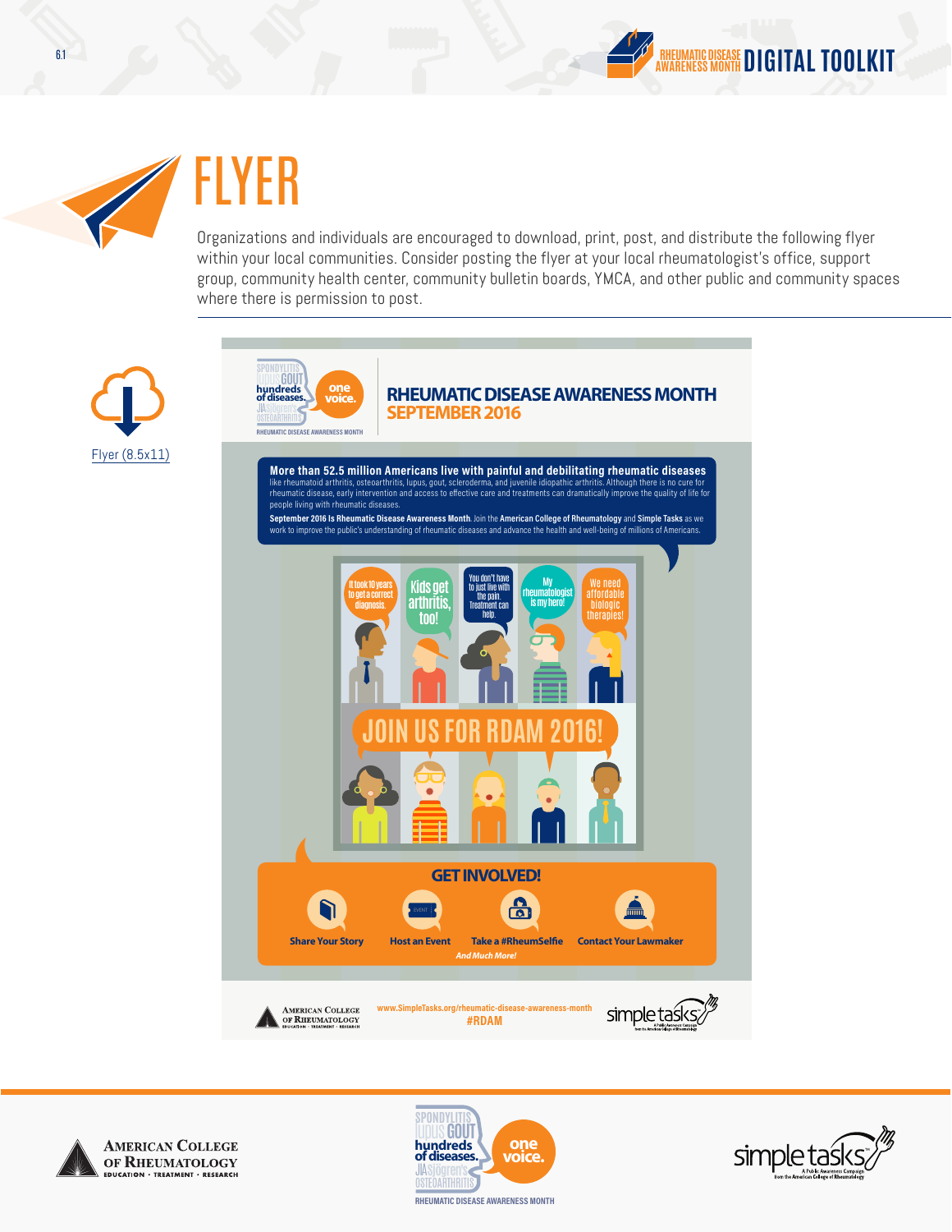# FLYER

Organizations and individuals are encouraged to download, print, post, and distribute the following flyer within your local communities. Consider posting the flyer at your local rheumatologist's office, support group, community health center, community bulletin boards, YMCA, and other public and community spaces where there is permission to post.

Flyer (8.5x11)

## RHEUMATIC DISEASE AWARENESS MONTH SEPTEMBER 2016

**More than 52.5 million Americans live with painful and debilitating rheumatic diseases** like rheumatoid arthritis, osteoarthritis, lupus, gout, scleroderma, and juvenile idiopathic arthritis. Although there is no cure for rheumatic disease, early intervention and access to effective care and treatments can dramatically improve the quality of life for people living with rheumatic diseases.

**September 2016 Is Rheumatic Disease Awareness Month.** Join the **American College of Rheumatology** and **Simple Tasks** as we work to improve the public's understanding of rheumatic diseases and advance the health and well-being of millions of Americans.

It took 10 years to get a correct diagnosis.

Kids get arthritis, too!

You don't have to just live with the pain. Treatment can help.

My rheumatologist is my hero!

We need affordable biologic therapies!

JOIN US FOR RDAM 2016!

### GET INVOLVED!

- Share Your Story
- Host an Event
- Take a #RheumSelfie
- Contact Your Lawmaker

*And Much More!*

www.SimpleTasks.org/rheumatic-disease-awareness-month

#RDAM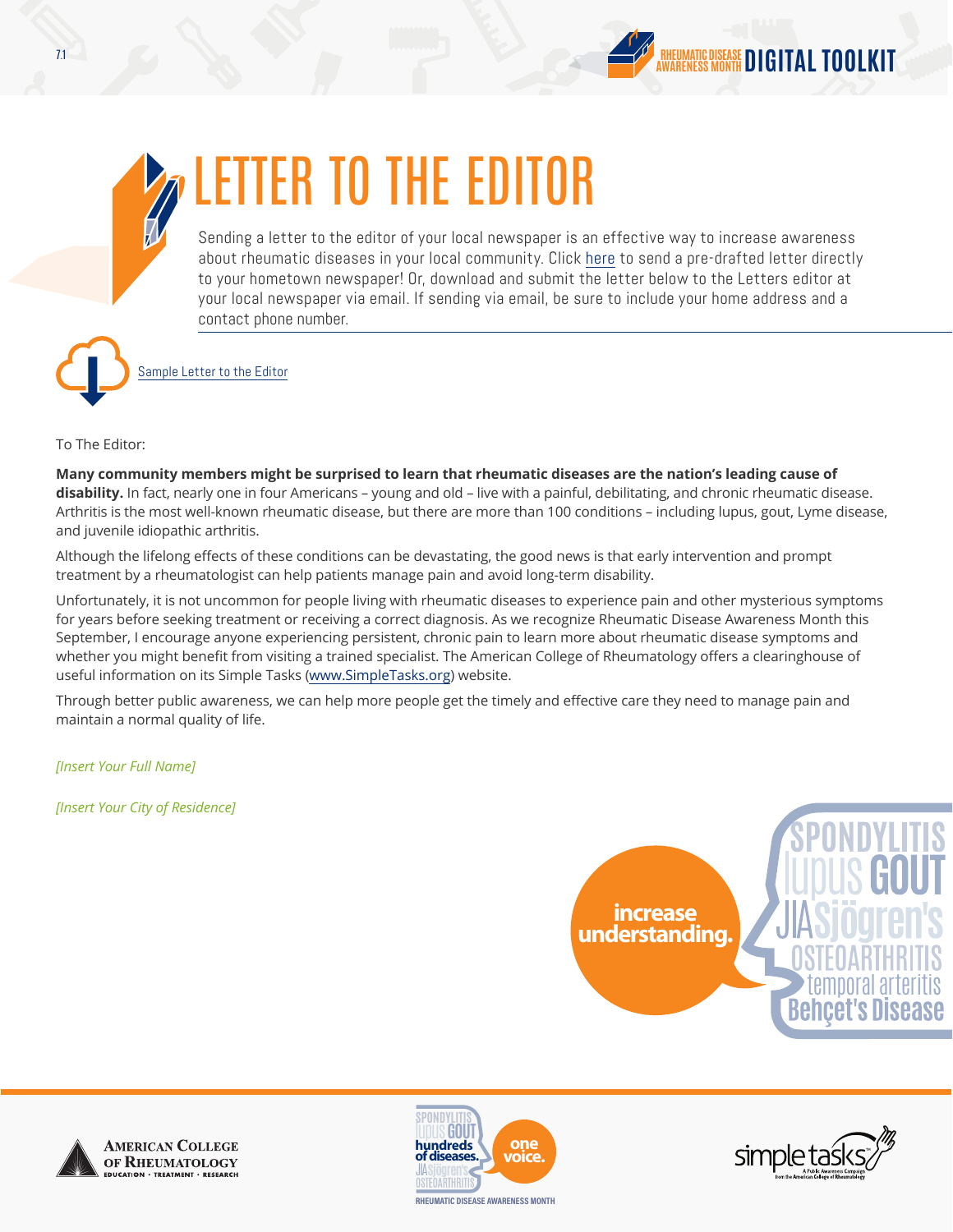# LETTER TO THE EDITOR

Sending a letter to the editor of your local newspaper is an effective way to increase awareness about rheumatic diseases in your local community. Click here to send a pre-drafted letter directly to your hometown newspaper! Or, download and submit the letter below to the Letters editor at your local newspaper via email. If sending via email, be sure to include your home address and a contact phone number.

Sample Letter to the Editor

To The Editor:

**Many community members might be surprised to learn that rheumatic diseases are the nation's leading cause of disability.** In fact, nearly one in four Americans – young and old – live with a painful, debilitating, and chronic rheumatic disease. Arthritis is the most well-known rheumatic disease, but there are more than 100 conditions – including lupus, gout, Lyme disease, and juvenile idiopathic arthritis.

Although the lifelong effects of these conditions can be devastating, the good news is that early intervention and prompt treatment by a rheumatologist can help patients manage pain and avoid long-term disability.

Unfortunately, it is not uncommon for people living with rheumatic diseases to experience pain and other mysterious symptoms for years before seeking treatment or receiving a correct diagnosis. As we recognize Rheumatic Disease Awareness Month this September, I encourage anyone experiencing persistent, chronic pain to learn more about rheumatic disease symptoms and whether you might benefit from visiting a trained specialist. The American College of Rheumatology offers a clearinghouse of useful information on its Simple Tasks (www.SimpleTasks.org) website.

Through better public awareness, we can help more people get the timely and effective care they need to manage pain and maintain a normal quality of life.

*[Insert Your Full Name]*

*[Insert Your City of Residence]*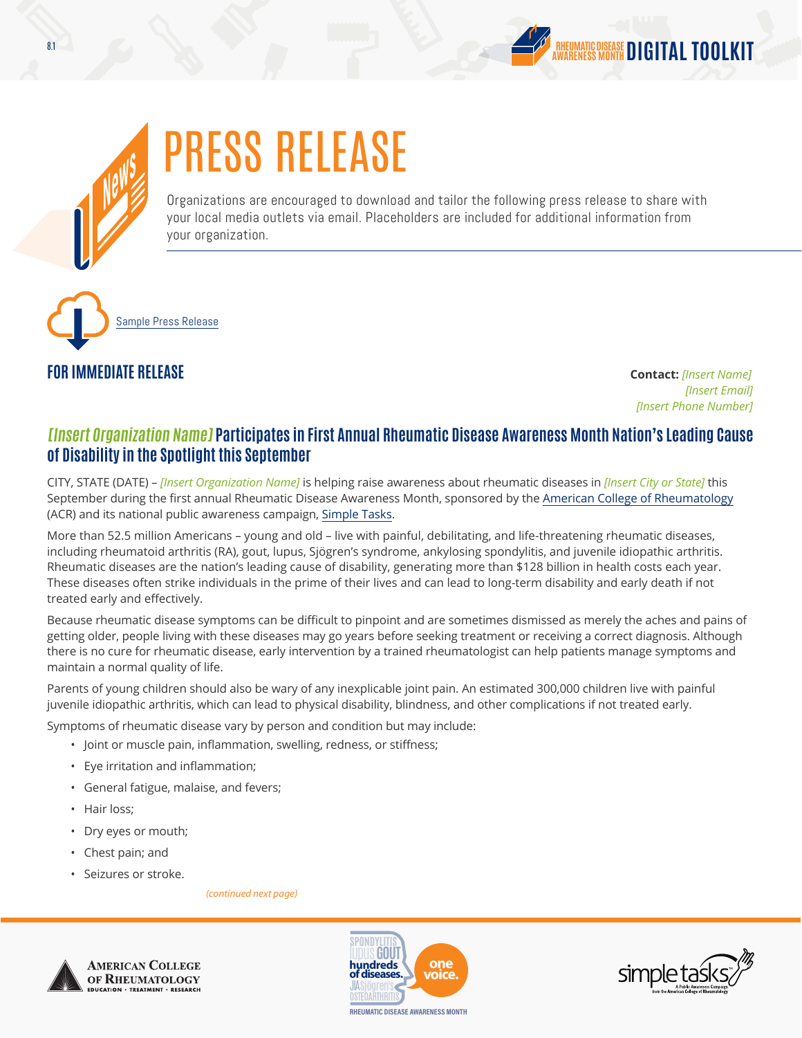# PRESS RELEASE

Organizations are encouraged to download and tailor the following press release to share with your local media outlets via email. Placeholders are included for additional information from your organization.

Sample Press Release

**FOR IMMEDIATE RELEASE**

**Contact:** *[Insert Name]*
*[Insert Email]*
*[Insert Phone Number]*

## *[Insert Organization Name]* Participates in First Annual Rheumatic Disease Awareness Month Nation's Leading Cause of Disability in the Spotlight this September

CITY, STATE (DATE) – *[Insert Organization Name]* is helping raise awareness about rheumatic diseases in *[Insert City or State]* this September during the first annual Rheumatic Disease Awareness Month, sponsored by the American College of Rheumatology (ACR) and its national public awareness campaign, Simple Tasks.

More than 52.5 million Americans – young and old – live with painful, debilitating, and life-threatening rheumatic diseases, including rheumatoid arthritis (RA), gout, lupus, Sjögren's syndrome, ankylosing spondylitis, and juvenile idiopathic arthritis. Rheumatic diseases are the nation's leading cause of disability, generating more than $128 billion in health costs each year. These diseases often strike individuals in the prime of their lives and can lead to long-term disability and early death if not treated early and effectively.

Because rheumatic disease symptoms can be difficult to pinpoint and are sometimes dismissed as merely the aches and pains of getting older, people living with these diseases may go years before seeking treatment or receiving a correct diagnosis. Although there is no cure for rheumatic disease, early intervention by a trained rheumatologist can help patients manage symptoms and maintain a normal quality of life.

Parents of young children should also be wary of any inexplicable joint pain. An estimated 300,000 children live with painful juvenile idiopathic arthritis, which can lead to physical disability, blindness, and other complications if not treated early.

Symptoms of rheumatic disease vary by person and condition but may include:

- Joint or muscle pain, inflammation, swelling, redness, or stiffness;
- Eye irritation and inflammation;
- General fatigue, malaise, and fevers;
- Hair loss;
- Dry eyes or mouth;
- Chest pain; and
- Seizures or stroke.

*(continued next page)*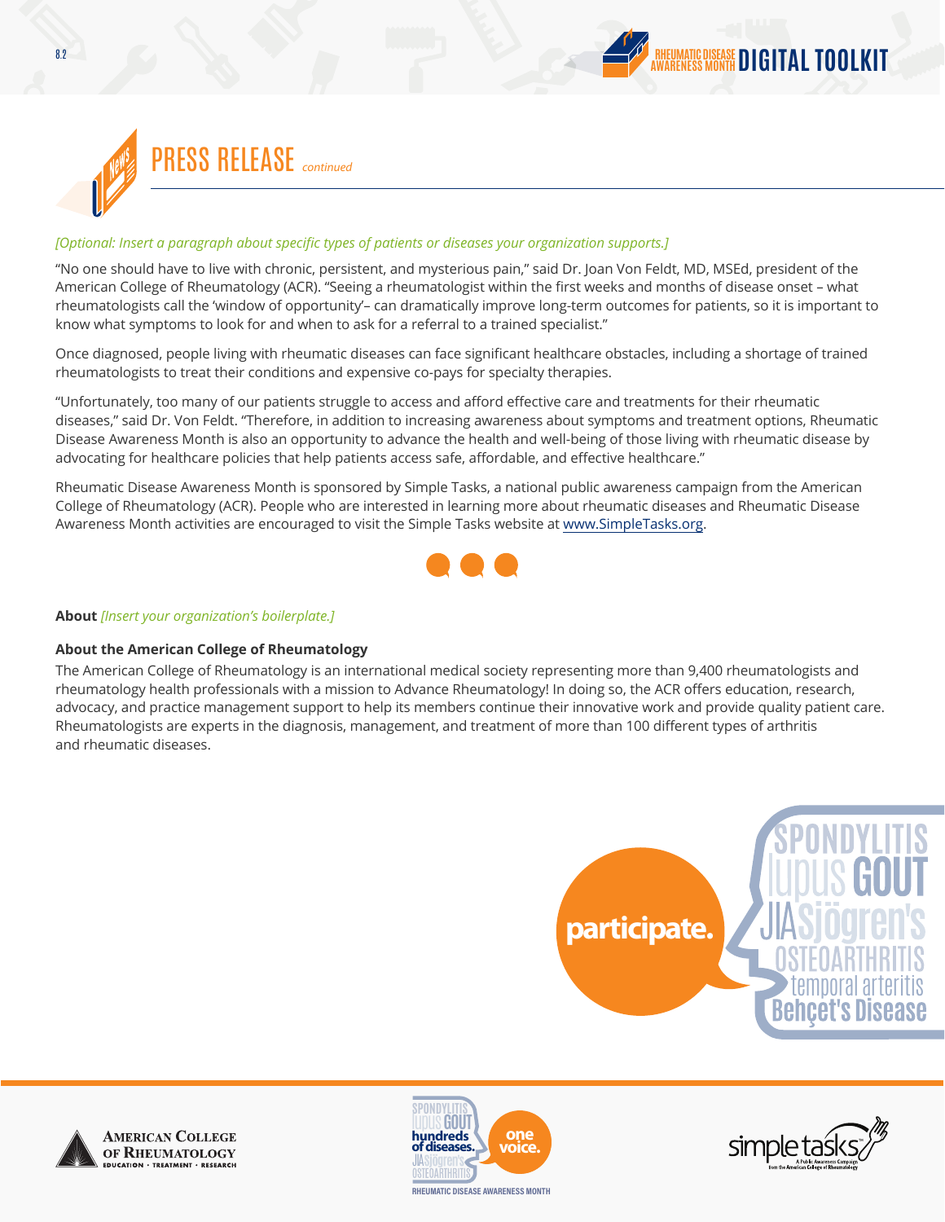# PRESS RELEASE *continued*

*[Optional: Insert a paragraph about specific types of patients or diseases your organization supports.]*

"No one should have to live with chronic, persistent, and mysterious pain," said Dr. Joan Von Feldt, MD, MSEd, president of the American College of Rheumatology (ACR). "Seeing a rheumatologist within the first weeks and months of disease onset – what rheumatologists call the 'window of opportunity'– can dramatically improve long-term outcomes for patients, so it is important to know what symptoms to look for and when to ask for a referral to a trained specialist."

Once diagnosed, people living with rheumatic diseases can face significant healthcare obstacles, including a shortage of trained rheumatologists to treat their conditions and expensive co-pays for specialty therapies.

"Unfortunately, too many of our patients struggle to access and afford effective care and treatments for their rheumatic diseases," said Dr. Von Feldt. "Therefore, in addition to increasing awareness about symptoms and treatment options, Rheumatic Disease Awareness Month is also an opportunity to advance the health and well-being of those living with rheumatic disease by advocating for healthcare policies that help patients access safe, affordable, and effective healthcare."

Rheumatic Disease Awareness Month is sponsored by Simple Tasks, a national public awareness campaign from the American College of Rheumatology (ACR). People who are interested in learning more about rheumatic diseases and Rheumatic Disease Awareness Month activities are encouraged to visit the Simple Tasks website at www.SimpleTasks.org.

**About** *[Insert your organization's boilerplate.]*

**About the American College of Rheumatology**

The American College of Rheumatology is an international medical society representing more than 9,400 rheumatologists and rheumatology health professionals with a mission to Advance Rheumatology! In doing so, the ACR offers education, research, advocacy, and practice management support to help its members continue their innovative work and provide quality patient care. Rheumatologists are experts in the diagnosis, management, and treatment of more than 100 different types of arthritis and rheumatic diseases.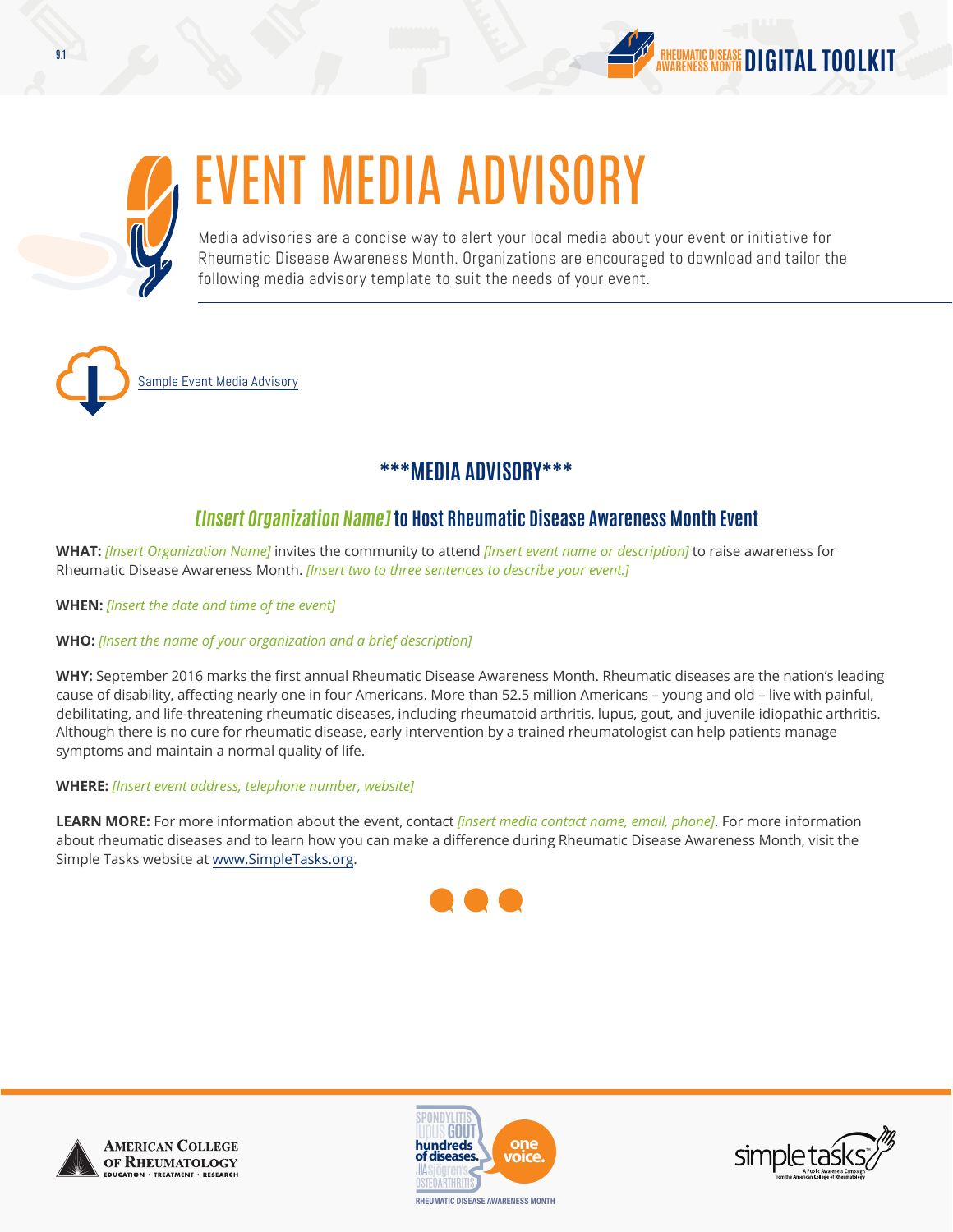# EVENT MEDIA ADVISORY

Media advisories are a concise way to alert your local media about your event or initiative for Rheumatic Disease Awareness Month. Organizations are encouraged to download and tailor the following media advisory template to suit the needs of your event.

Sample Event Media Advisory

## ***MEDIA ADVISORY***

### *[Insert Organization Name]* to Host Rheumatic Disease Awareness Month Event

**WHAT:** *[Insert Organization Name]* invites the community to attend *[Insert event name or description]* to raise awareness for Rheumatic Disease Awareness Month. *[Insert two to three sentences to describe your event.]*

**WHEN:** *[Insert the date and time of the event]*

**WHO:** *[Insert the name of your organization and a brief description]*

**WHY:** September 2016 marks the first annual Rheumatic Disease Awareness Month. Rheumatic diseases are the nation's leading cause of disability, affecting nearly one in four Americans. More than 52.5 million Americans – young and old – live with painful, debilitating, and life-threatening rheumatic diseases, including rheumatoid arthritis, lupus, gout, and juvenile idiopathic arthritis. Although there is no cure for rheumatic disease, early intervention by a trained rheumatologist can help patients manage symptoms and maintain a normal quality of life.

**WHERE:** *[Insert event address, telephone number, website]*

**LEARN MORE:** For more information about the event, contact *[insert media contact name, email, phone]*. For more information about rheumatic diseases and to learn how you can make a difference during Rheumatic Disease Awareness Month, visit the Simple Tasks website at www.SimpleTasks.org.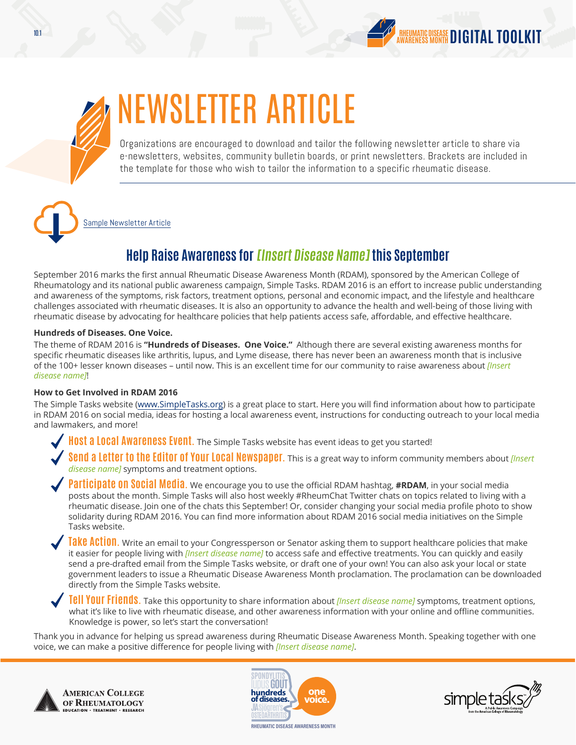# NEWSLETTER ARTICLE

Organizations are encouraged to download and tailor the following newsletter article to share via e-newsletters, websites, community bulletin boards, or print newsletters. Brackets are included in the template for those who wish to tailor the information to a specific rheumatic disease.

Sample Newsletter Article

## Help Raise Awareness for *[Insert Disease Name]* this September

September 2016 marks the first annual Rheumatic Disease Awareness Month (RDAM), sponsored by the American College of Rheumatology and its national public awareness campaign, Simple Tasks. RDAM 2016 is an effort to increase public understanding and awareness of the symptoms, risk factors, treatment options, personal and economic impact, and the lifestyle and healthcare challenges associated with rheumatic diseases. It is also an opportunity to advance the health and well-being of those living with rheumatic disease by advocating for healthcare policies that help patients access safe, affordable, and effective healthcare.

**Hundreds of Diseases. One Voice.**

The theme of RDAM 2016 is **"Hundreds of Diseases. One Voice."** Although there are several existing awareness months for specific rheumatic diseases like arthritis, lupus, and Lyme disease, there has never been an awareness month that is inclusive of the 100+ lesser known diseases – until now. This is an excellent time for our community to raise awareness about *[Insert disease name]*!

**How to Get Involved in RDAM 2016**

The Simple Tasks website (www.SimpleTasks.org) is a great place to start. Here you will find information about how to participate in RDAM 2016 on social media, ideas for hosting a local awareness event, instructions for conducting outreach to your local media and lawmakers, and more!

- **Host a Local Awareness Event.** The Simple Tasks website has event ideas to get you started!
- **Send a Letter to the Editor of Your Local Newspaper.** This is a great way to inform community members about *[Insert disease name]* symptoms and treatment options.
- **Participate on Social Media.** We encourage you to use the official RDAM hashtag, **#RDAM**, in your social media posts about the month. Simple Tasks will also host weekly #RheumChat Twitter chats on topics related to living with a rheumatic disease. Join one of the chats this September! Or, consider changing your social media profile photo to show solidarity during RDAM 2016. You can find more information about RDAM 2016 social media initiatives on the Simple Tasks website.
- **Take Action.** Write an email to your Congressperson or Senator asking them to support healthcare policies that make it easier for people living with *[Insert disease name]* to access safe and effective treatments. You can quickly and easily send a pre-drafted email from the Simple Tasks website, or draft one of your own! You can also ask your local or state government leaders to issue a Rheumatic Disease Awareness Month proclamation. The proclamation can be downloaded directly from the Simple Tasks website.
- **Tell Your Friends.** Take this opportunity to share information about *[Insert disease name]* symptoms, treatment options, what it's like to live with rheumatic disease, and other awareness information with your online and offline communities. Knowledge is power, so let's start the conversation!

Thank you in advance for helping us spread awareness during Rheumatic Disease Awareness Month. Speaking together with one voice, we can make a positive difference for people living with *[Insert disease name]*.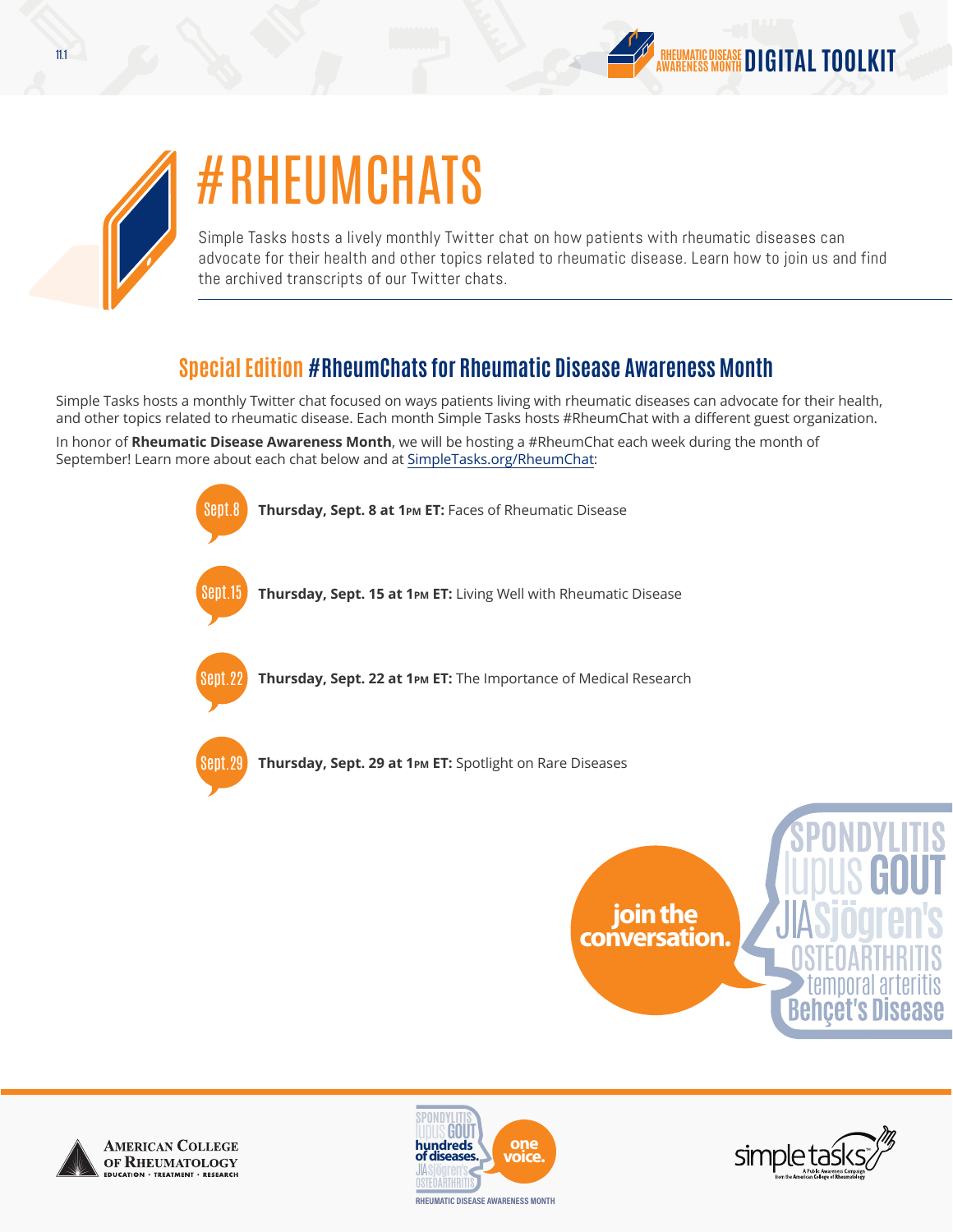# #RHEUMCHATS

Simple Tasks hosts a lively monthly Twitter chat on how patients with rheumatic diseases can advocate for their health and other topics related to rheumatic disease. Learn how to join us and find the archived transcripts of our Twitter chats.

## Special Edition #RheumChats for Rheumatic Disease Awareness Month

Simple Tasks hosts a monthly Twitter chat focused on ways patients living with rheumatic diseases can advocate for their health, and other topics related to rheumatic disease. Each month Simple Tasks hosts #RheumChat with a different guest organization.

In honor of **Rheumatic Disease Awareness Month**, we will be hosting a #RheumChat each week during the month of September! Learn more about each chat below and at SimpleTasks.org/RheumChat:

- Sept. 8 — **Thursday, Sept. 8 at 1PM ET:** Faces of Rheumatic Disease
- Sept. 15 — **Thursday, Sept. 15 at 1PM ET:** Living Well with Rheumatic Disease
- Sept. 22 — **Thursday, Sept. 22 at 1PM ET:** The Importance of Medical Research
- Sept. 29 — **Thursday, Sept. 29 at 1PM ET:** Spotlight on Rare Diseases

join the conversation.

SPONDYLITIS lupus GOUT JIA Sjögren's OSTEOARTHRITIS temporal arteritis Behçet's Disease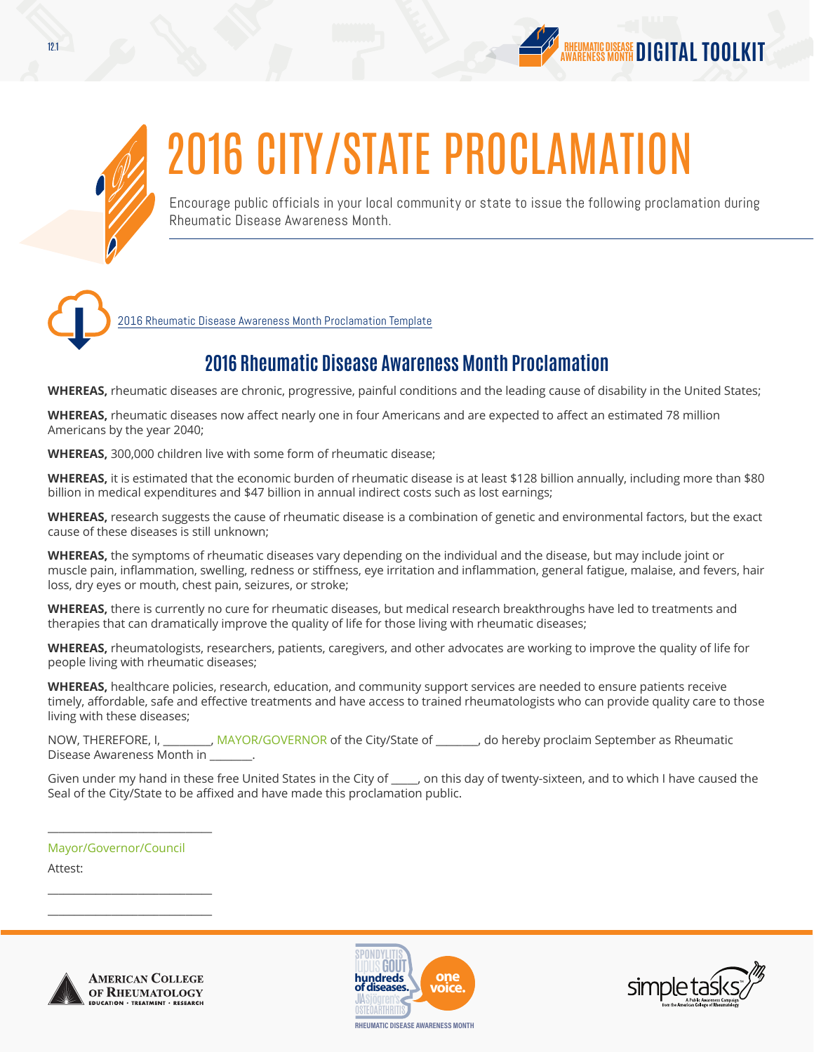# 2016 CITY/STATE PROCLAMATION

Encourage public officials in your local community or state to issue the following proclamation during Rheumatic Disease Awareness Month.

2016 Rheumatic Disease Awareness Month Proclamation Template

## 2016 Rheumatic Disease Awareness Month Proclamation

**WHEREAS,** rheumatic diseases are chronic, progressive, painful conditions and the leading cause of disability in the United States;

**WHEREAS,** rheumatic diseases now affect nearly one in four Americans and are expected to affect an estimated 78 million Americans by the year 2040;

**WHEREAS,** 300,000 children live with some form of rheumatic disease;

**WHEREAS,** it is estimated that the economic burden of rheumatic disease is at least $128 billion annually, including more than $80 billion in medical expenditures and $47 billion in annual indirect costs such as lost earnings;

**WHEREAS,** research suggests the cause of rheumatic disease is a combination of genetic and environmental factors, but the exact cause of these diseases is still unknown;

**WHEREAS,** the symptoms of rheumatic diseases vary depending on the individual and the disease, but may include joint or muscle pain, inflammation, swelling, redness or stiffness, eye irritation and inflammation, general fatigue, malaise, and fevers, hair loss, dry eyes or mouth, chest pain, seizures, or stroke;

**WHEREAS,** there is currently no cure for rheumatic diseases, but medical research breakthroughs have led to treatments and therapies that can dramatically improve the quality of life for those living with rheumatic diseases;

**WHEREAS,** rheumatologists, researchers, patients, caregivers, and other advocates are working to improve the quality of life for people living with rheumatic diseases;

**WHEREAS,** healthcare policies, research, education, and community support services are needed to ensure patients receive timely, affordable, safe and effective treatments and have access to trained rheumatologists who can provide quality care to those living with these diseases;

NOW, THEREFORE, I, ________, MAYOR/GOVERNOR of the City/State of _______, do hereby proclaim September as Rheumatic Disease Awareness Month in _______.

Given under my hand in these free United States in the City of _____, on this day of twenty-sixteen, and to which I have caused the Seal of the City/State to be affixed and have made this proclamation public.

____________________________

Mayor/Governor/Council

Attest:

____________________________

____________________________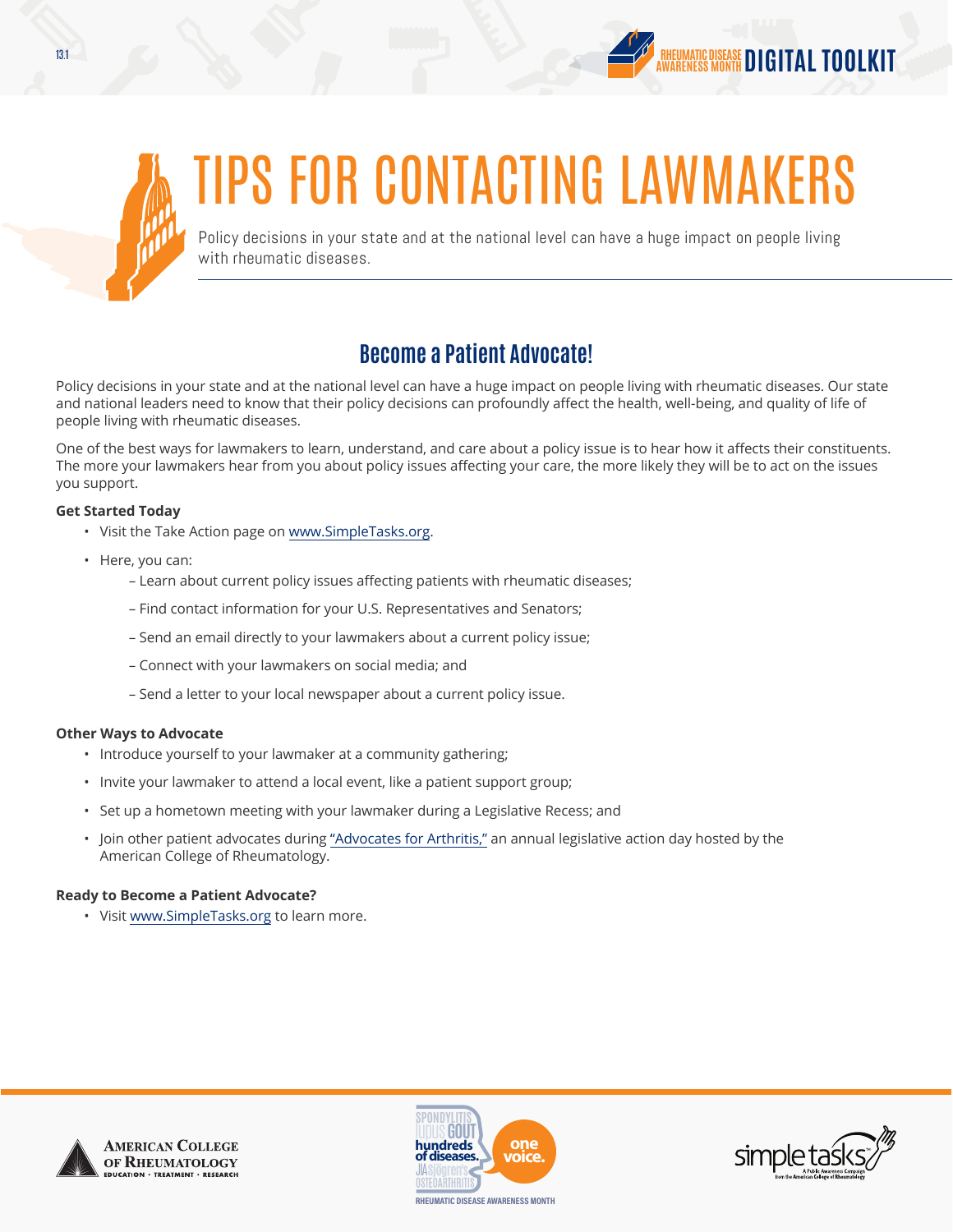# TIPS FOR CONTACTING LAWMAKERS

Policy decisions in your state and at the national level can have a huge impact on people living with rheumatic diseases.

## Become a Patient Advocate!

Policy decisions in your state and at the national level can have a huge impact on people living with rheumatic diseases. Our state and national leaders need to know that their policy decisions can profoundly affect the health, well-being, and quality of life of people living with rheumatic diseases.

One of the best ways for lawmakers to learn, understand, and care about a policy issue is to hear how it affects their constituents. The more your lawmakers hear from you about policy issues affecting your care, the more likely they will be to act on the issues you support.

**Get Started Today**

- Visit the Take Action page on www.SimpleTasks.org.
- Here, you can:
  - – Learn about current policy issues affecting patients with rheumatic diseases;
  - – Find contact information for your U.S. Representatives and Senators;
  - – Send an email directly to your lawmakers about a current policy issue;
  - – Connect with your lawmakers on social media; and
  - – Send a letter to your local newspaper about a current policy issue.

**Other Ways to Advocate**

- Introduce yourself to your lawmaker at a community gathering;
- Invite your lawmaker to attend a local event, like a patient support group;
- Set up a hometown meeting with your lawmaker during a Legislative Recess; and
- Join other patient advocates during "Advocates for Arthritis," an annual legislative action day hosted by the American College of Rheumatology.

**Ready to Become a Patient Advocate?**

- Visit www.SimpleTasks.org to learn more.